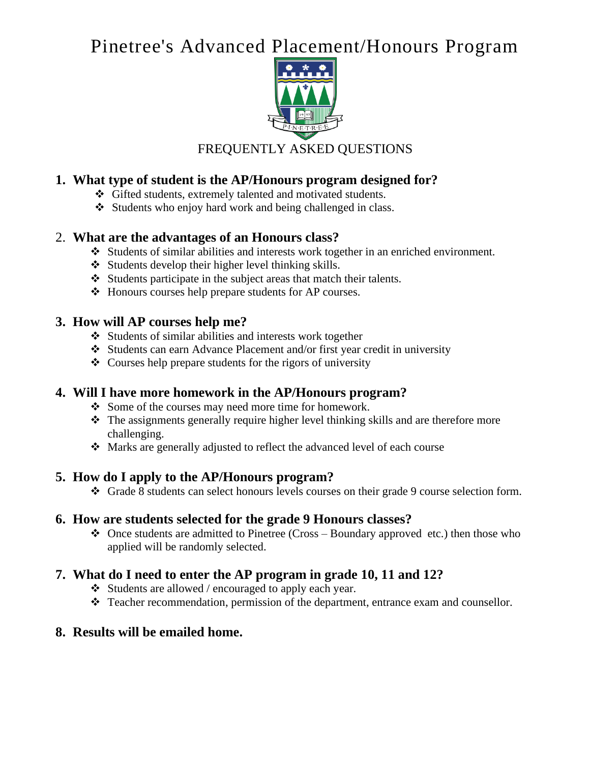# Pinetree's Advanced Placement/Honours Program

FREQUENTLY ASKED QUESTIONS

1. **What type of student is the AP/Honours program designed for?**
   - Gifted students, extremely talented and motivated students.
   - Students who enjoy hard work and being challenged in class.

2. **What are the advantages of an Honours class?**
   - Students of similar abilities and interests work together in an enriched environment.
   - Students develop their higher level thinking skills.
   - Students participate in the subject areas that match their talents.
   - Honours courses help prepare students for AP courses.

3. **How will AP courses help me?**
   - Students of similar abilities and interests work together
   - Students can earn Advance Placement and/or first year credit in university
   - Courses help prepare students for the rigors of university

4. **Will I have more homework in the AP/Honours program?**
   - Some of the courses may need more time for homework.
   - The assignments generally require higher level thinking skills and are therefore more challenging.
   - Marks are generally adjusted to reflect the advanced level of each course

5. **How do I apply to the AP/Honours program?**
   - Grade 8 students can select honours levels courses on their grade 9 course selection form.

6. **How are students selected for the grade 9 Honours classes?**
   - Once students are admitted to Pinetree (Cross – Boundary approved etc.) then those who applied will be randomly selected.

7. **What do I need to enter the AP program in grade 10, 11 and 12?**
   - Students are allowed / encouraged to apply each year.
   - Teacher recommendation, permission of the department, entrance exam and counsellor.

8. **Results will be emailed home.**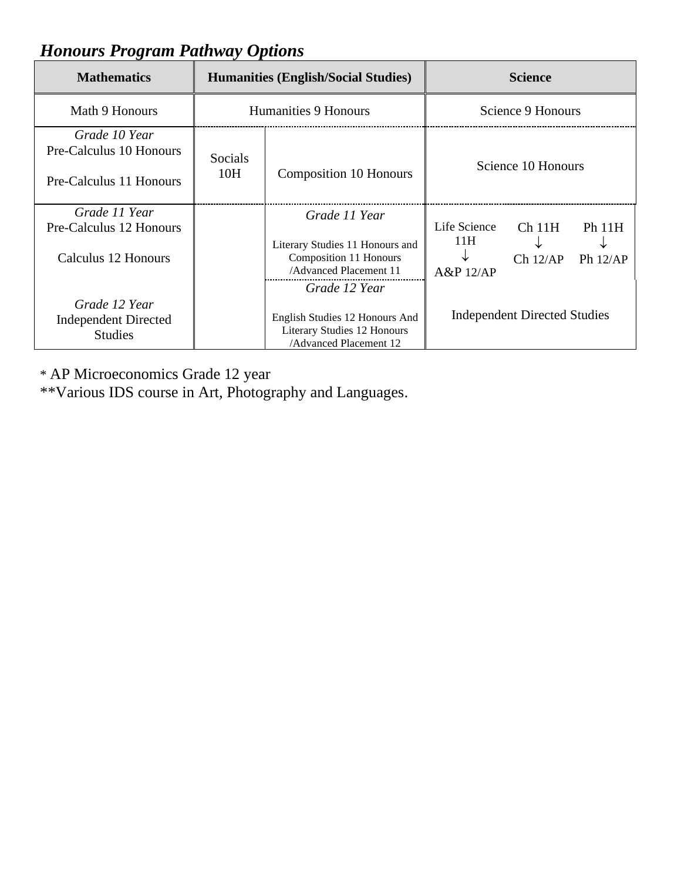## *Honours Program Pathway Options*

| Mathematics | Humanities (English/Social Studies) | | Science | | |
|---|---|---|---|---|---|
| Math 9 Honours | Humanities 9 Honours | | Science 9 Honours | | |
| *Grade 10 Year*<br>Pre-Calculus 10 Honours<br><br>Pre-Calculus 11 Honours | Socials 10H | Composition 10 Honours | Science 10 Honours | | |
| *Grade 11 Year*<br>Pre-Calculus 12 Honours<br><br>Calculus 12 Honours | | *Grade 11 Year*<br><br>Literary Studies 11 Honours and Composition 11 Honours /Advanced Placement 11 | Life Science 11H<br>↓<br>A&P 12/AP | Ch 11H<br>↓<br>Ch 12/AP | Ph 11H<br>↓<br>Ph 12/AP |
| *Grade 12 Year*<br>Independent Directed Studies | | *Grade 12 Year*<br><br>English Studies 12 Honours And Literary Studies 12 Honours /Advanced Placement 12 | Independent Directed Studies | | |

* AP Microeconomics Grade 12 year

**Various IDS course in Art, Photography and Languages.